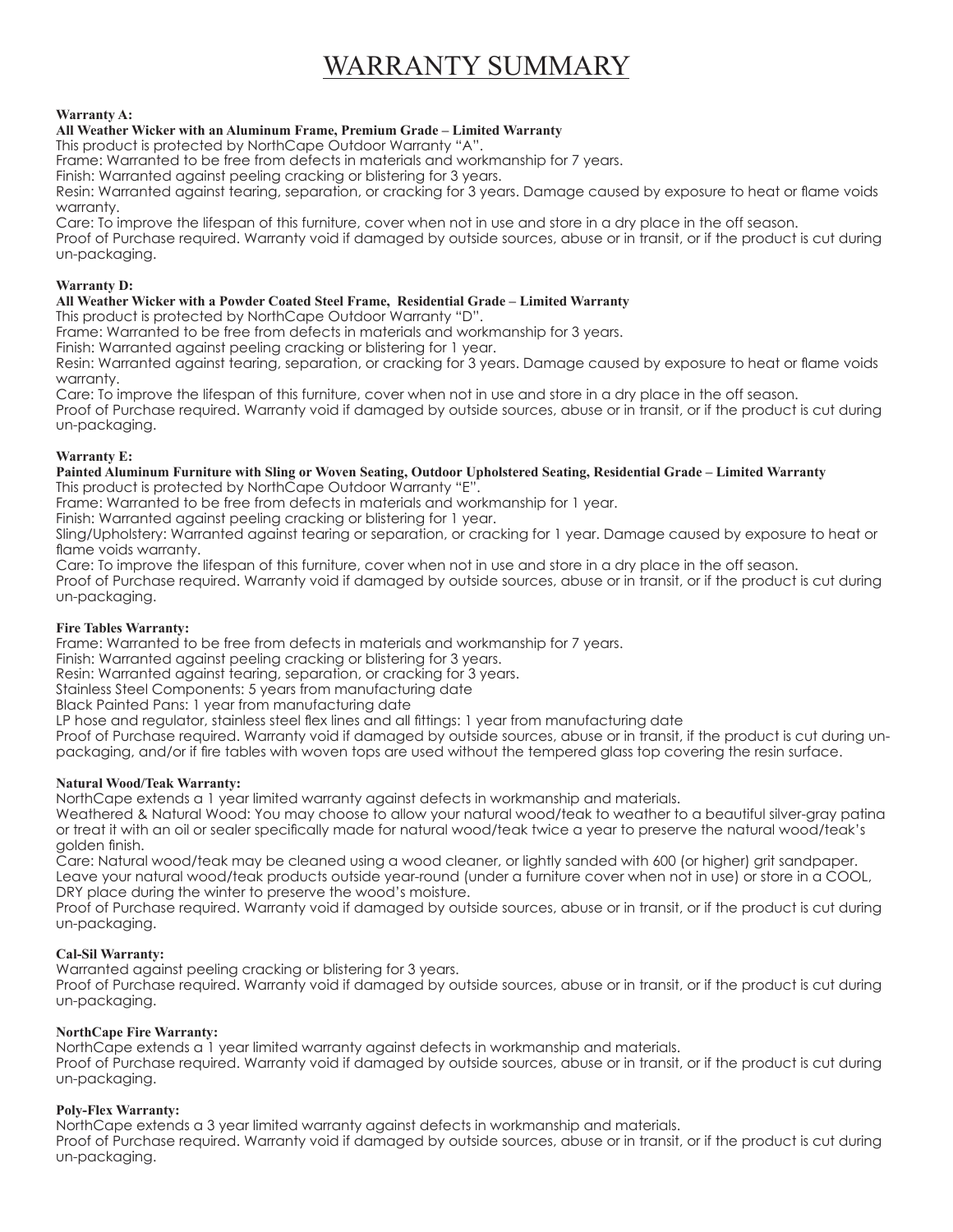# WARRANTY SUMMARY

**Warranty A:**

**All Weather Wicker with an Aluminum Frame, Premium Grade – Limited Warranty**

This product is protected by NorthCape Outdoor Warranty "A".

Frame: Warranted to be free from defects in materials and workmanship for 7 years.

Finish: Warranted against peeling cracking or blistering for 3 years.

Resin: Warranted against tearing, separation, or cracking for 3 years. Damage caused by exposure to heat or flame voids warranty.

Care: To improve the lifespan of this furniture, cover when not in use and store in a dry place in the off season.

Proof of Purchase required. Warranty void if damaged by outside sources, abuse or in transit, or if the product is cut during un-packaging.

**Warranty D:**

**All Weather Wicker with a Powder Coated Steel Frame, Residential Grade – Limited Warranty**

This product is protected by NorthCape Outdoor Warranty "D".

Frame: Warranted to be free from defects in materials and workmanship for 3 years.

Finish: Warranted against peeling cracking or blistering for 1 year.

Resin: Warranted against tearing, separation, or cracking for 3 years. Damage caused by exposure to heat or flame voids warranty.

Care: To improve the lifespan of this furniture, cover when not in use and store in a dry place in the off season.

Proof of Purchase required. Warranty void if damaged by outside sources, abuse or in transit, or if the product is cut during un-packaging.

**Warranty E:**

**Painted Aluminum Furniture with Sling or Woven Seating, Outdoor Upholstered Seating, Residential Grade – Limited Warranty**

This product is protected by NorthCape Outdoor Warranty "E".

Frame: Warranted to be free from defects in materials and workmanship for 1 year.

Finish: Warranted against peeling cracking or blistering for 1 year.

Sling/Upholstery: Warranted against tearing or separation, or cracking for 1 year. Damage caused by exposure to heat or flame voids warranty.

Care: To improve the lifespan of this furniture, cover when not in use and store in a dry place in the off season.

Proof of Purchase required. Warranty void if damaged by outside sources, abuse or in transit, or if the product is cut during un-packaging.

**Fire Tables Warranty:**

Frame: Warranted to be free from defects in materials and workmanship for 7 years.

Finish: Warranted against peeling cracking or blistering for 3 years.

Resin: Warranted against tearing, separation, or cracking for 3 years.

Stainless Steel Components: 5 years from manufacturing date

Black Painted Pans: 1 year from manufacturing date

LP hose and regulator, stainless steel flex lines and all fittings: 1 year from manufacturing date

Proof of Purchase required. Warranty void if damaged by outside sources, abuse or in transit, if the product is cut during un-packaging, and/or if fire tables with woven tops are used without the tempered glass top covering the resin surface.

**Natural Wood/Teak Warranty:**

NorthCape extends a 1 year limited warranty against defects in workmanship and materials.

Weathered & Natural Wood: You may choose to allow your natural wood/teak to weather to a beautiful silver-gray patina or treat it with an oil or sealer specifically made for natural wood/teak twice a year to preserve the natural wood/teak's golden finish.

Care: Natural wood/teak may be cleaned using a wood cleaner, or lightly sanded with 600 (or higher) grit sandpaper. Leave your natural wood/teak products outside year-round (under a furniture cover when not in use) or store in a COOL, DRY place during the winter to preserve the wood's moisture.

Proof of Purchase required. Warranty void if damaged by outside sources, abuse or in transit, or if the product is cut during un-packaging.

**Cal-Sil Warranty:**

Warranted against peeling cracking or blistering for 3 years.

Proof of Purchase required. Warranty void if damaged by outside sources, abuse or in transit, or if the product is cut during un-packaging.

**NorthCape Fire Warranty:**

NorthCape extends a 1 year limited warranty against defects in workmanship and materials.

Proof of Purchase required. Warranty void if damaged by outside sources, abuse or in transit, or if the product is cut during un-packaging.

**Poly-Flex Warranty:**

NorthCape extends a 3 year limited warranty against defects in workmanship and materials.

Proof of Purchase required. Warranty void if damaged by outside sources, abuse or in transit, or if the product is cut during un-packaging.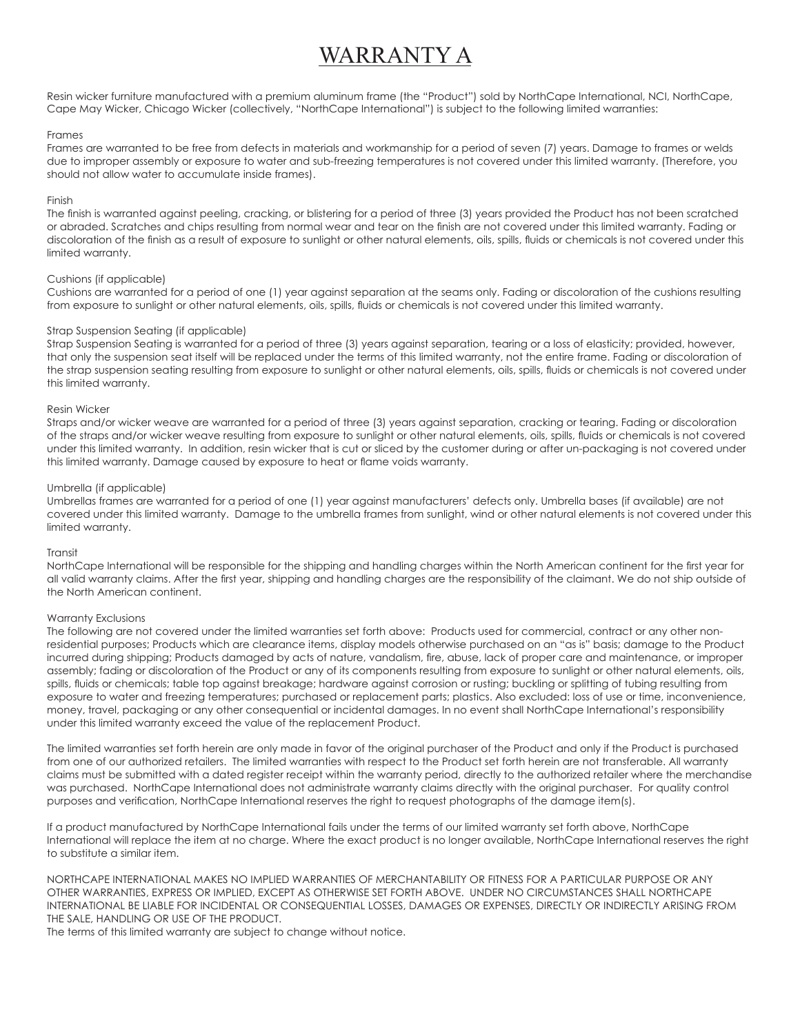# WARRANTY A

Resin wicker furniture manufactured with a premium aluminum frame (the "Product") sold by NorthCape International, NCI, NorthCape, Cape May Wicker, Chicago Wicker (collectively, "NorthCape International") is subject to the following limited warranties:

### Frames

Frames are warranted to be free from defects in materials and workmanship for a period of seven (7) years. Damage to frames or welds due to improper assembly or exposure to water and sub-freezing temperatures is not covered under this limited warranty. (Therefore, you should not allow water to accumulate inside frames).

### Finish

The finish is warranted against peeling, cracking, or blistering for a period of three (3) years provided the Product has not been scratched or abraded. Scratches and chips resulting from normal wear and tear on the finish are not covered under this limited warranty. Fading or discoloration of the finish as a result of exposure to sunlight or other natural elements, oils, spills, fluids or chemicals is not covered under this limited warranty.

### Cushions (if applicable)

Cushions are warranted for a period of one (1) year against separation at the seams only. Fading or discoloration of the cushions resulting from exposure to sunlight or other natural elements, oils, spills, fluids or chemicals is not covered under this limited warranty.

### Strap Suspension Seating (if applicable)

Strap Suspension Seating is warranted for a period of three (3) years against separation, tearing or a loss of elasticity; provided, however, that only the suspension seat itself will be replaced under the terms of this limited warranty, not the entire frame. Fading or discoloration of the strap suspension seating resulting from exposure to sunlight or other natural elements, oils, spills, fluids or chemicals is not covered under this limited warranty.

### Resin Wicker

Straps and/or wicker weave are warranted for a period of three (3) years against separation, cracking or tearing. Fading or discoloration of the straps and/or wicker weave resulting from exposure to sunlight or other natural elements, oils, spills, fluids or chemicals is not covered under this limited warranty. In addition, resin wicker that is cut or sliced by the customer during or after un-packaging is not covered under this limited warranty. Damage caused by exposure to heat or flame voids warranty.

### Umbrella (if applicable)

Umbrellas frames are warranted for a period of one (1) year against manufacturers' defects only. Umbrella bases (if available) are not covered under this limited warranty. Damage to the umbrella frames from sunlight, wind or other natural elements is not covered under this limited warranty.

### Transit

NorthCape International will be responsible for the shipping and handling charges within the North American continent for the first year for all valid warranty claims. After the first year, shipping and handling charges are the responsibility of the claimant. We do not ship outside of the North American continent.

### Warranty Exclusions

The following are not covered under the limited warranties set forth above: Products used for commercial, contract or any other non-residential purposes; Products which are clearance items, display models otherwise purchased on an "as is" basis; damage to the Product incurred during shipping; Products damaged by acts of nature, vandalism, fire, abuse, lack of proper care and maintenance, or improper assembly; fading or discoloration of the Product or any of its components resulting from exposure to sunlight or other natural elements, oils, spills, fluids or chemicals; table top against breakage; hardware against corrosion or rusting; buckling or splitting of tubing resulting from exposure to water and freezing temperatures; purchased or replacement parts; plastics. Also excluded: loss of use or time, inconvenience, money, travel, packaging or any other consequential or incidental damages. In no event shall NorthCape International's responsibility under this limited warranty exceed the value of the replacement Product.

The limited warranties set forth herein are only made in favor of the original purchaser of the Product and only if the Product is purchased from one of our authorized retailers. The limited warranties with respect to the Product set forth herein are not transferable. All warranty claims must be submitted with a dated register receipt within the warranty period, directly to the authorized retailer where the merchandise was purchased. NorthCape International does not administrate warranty claims directly with the original purchaser. For quality control purposes and verification, NorthCape International reserves the right to request photographs of the damage item(s).

If a product manufactured by NorthCape International fails under the terms of our limited warranty set forth above, NorthCape International will replace the item at no charge. Where the exact product is no longer available, NorthCape International reserves the right to substitute a similar item.

NORTHCAPE INTERNATIONAL MAKES NO IMPLIED WARRANTIES OF MERCHANTABILITY OR FITNESS FOR A PARTICULAR PURPOSE OR ANY OTHER WARRANTIES, EXPRESS OR IMPLIED, EXCEPT AS OTHERWISE SET FORTH ABOVE. UNDER NO CIRCUMSTANCES SHALL NORTHCAPE INTERNATIONAL BE LIABLE FOR INCIDENTAL OR CONSEQUENTIAL LOSSES, DAMAGES OR EXPENSES, DIRECTLY OR INDIRECTLY ARISING FROM THE SALE, HANDLING OR USE OF THE PRODUCT.

The terms of this limited warranty are subject to change without notice.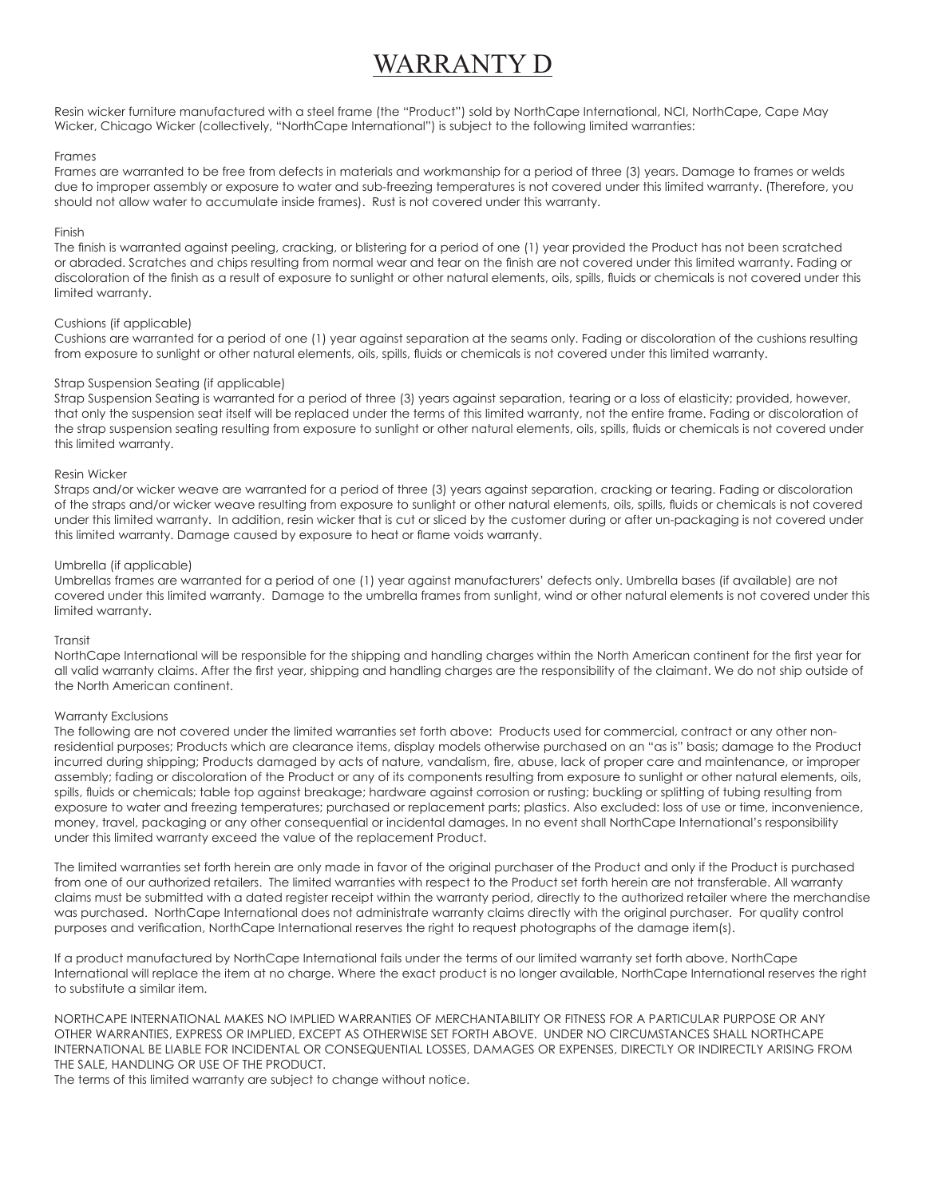# WARRANTY D

Resin wicker furniture manufactured with a steel frame (the "Product") sold by NorthCape International, NCI, NorthCape, Cape May Wicker, Chicago Wicker (collectively, "NorthCape International") is subject to the following limited warranties:

Frames
Frames are warranted to be free from defects in materials and workmanship for a period of three (3) years. Damage to frames or welds due to improper assembly or exposure to water and sub-freezing temperatures is not covered under this limited warranty. (Therefore, you should not allow water to accumulate inside frames). Rust is not covered under this warranty.

Finish
The finish is warranted against peeling, cracking, or blistering for a period of one (1) year provided the Product has not been scratched or abraded. Scratches and chips resulting from normal wear and tear on the finish are not covered under this limited warranty. Fading or discoloration of the finish as a result of exposure to sunlight or other natural elements, oils, spills, fluids or chemicals is not covered under this limited warranty.

Cushions (if applicable)
Cushions are warranted for a period of one (1) year against separation at the seams only. Fading or discoloration of the cushions resulting from exposure to sunlight or other natural elements, oils, spills, fluids or chemicals is not covered under this limited warranty.

Strap Suspension Seating (if applicable)
Strap Suspension Seating is warranted for a period of three (3) years against separation, tearing or a loss of elasticity; provided, however, that only the suspension seat itself will be replaced under the terms of this limited warranty, not the entire frame. Fading or discoloration of the strap suspension seating resulting from exposure to sunlight or other natural elements, oils, spills, fluids or chemicals is not covered under this limited warranty.

Resin Wicker
Straps and/or wicker weave are warranted for a period of three (3) years against separation, cracking or tearing. Fading or discoloration of the straps and/or wicker weave resulting from exposure to sunlight or other natural elements, oils, spills, fluids or chemicals is not covered under this limited warranty. In addition, resin wicker that is cut or sliced by the customer during or after un-packaging is not covered under this limited warranty. Damage caused by exposure to heat or flame voids warranty.

Umbrella (if applicable)
Umbrellas frames are warranted for a period of one (1) year against manufacturers' defects only. Umbrella bases (if available) are not covered under this limited warranty. Damage to the umbrella frames from sunlight, wind or other natural elements is not covered under this limited warranty.

Transit
NorthCape International will be responsible for the shipping and handling charges within the North American continent for the first year for all valid warranty claims. After the first year, shipping and handling charges are the responsibility of the claimant. We do not ship outside of the North American continent.

Warranty Exclusions
The following are not covered under the limited warranties set forth above: Products used for commercial, contract or any other non-residential purposes; Products which are clearance items, display models otherwise purchased on an "as is" basis; damage to the Product incurred during shipping; Products damaged by acts of nature, vandalism, fire, abuse, lack of proper care and maintenance, or improper assembly; fading or discoloration of the Product or any of its components resulting from exposure to sunlight or other natural elements, oils, spills, fluids or chemicals; table top against breakage; hardware against corrosion or rusting; buckling or splitting of tubing resulting from exposure to water and freezing temperatures; purchased or replacement parts; plastics. Also excluded: loss of use or time, inconvenience, money, travel, packaging or any other consequential or incidental damages. In no event shall NorthCape International's responsibility under this limited warranty exceed the value of the replacement Product.

The limited warranties set forth herein are only made in favor of the original purchaser of the Product and only if the Product is purchased from one of our authorized retailers. The limited warranties with respect to the Product set forth herein are not transferable. All warranty claims must be submitted with a dated register receipt within the warranty period, directly to the authorized retailer where the merchandise was purchased. NorthCape International does not administrate warranty claims directly with the original purchaser. For quality control purposes and verification, NorthCape International reserves the right to request photographs of the damage item(s).

If a product manufactured by NorthCape International fails under the terms of our limited warranty set forth above, NorthCape International will replace the item at no charge. Where the exact product is no longer available, NorthCape International reserves the right to substitute a similar item.

NORTHCAPE INTERNATIONAL MAKES NO IMPLIED WARRANTIES OF MERCHANTABILITY OR FITNESS FOR A PARTICULAR PURPOSE OR ANY OTHER WARRANTIES, EXPRESS OR IMPLIED, EXCEPT AS OTHERWISE SET FORTH ABOVE. UNDER NO CIRCUMSTANCES SHALL NORTHCAPE INTERNATIONAL BE LIABLE FOR INCIDENTAL OR CONSEQUENTIAL LOSSES, DAMAGES OR EXPENSES, DIRECTLY OR INDIRECTLY ARISING FROM THE SALE, HANDLING OR USE OF THE PRODUCT.
The terms of this limited warranty are subject to change without notice.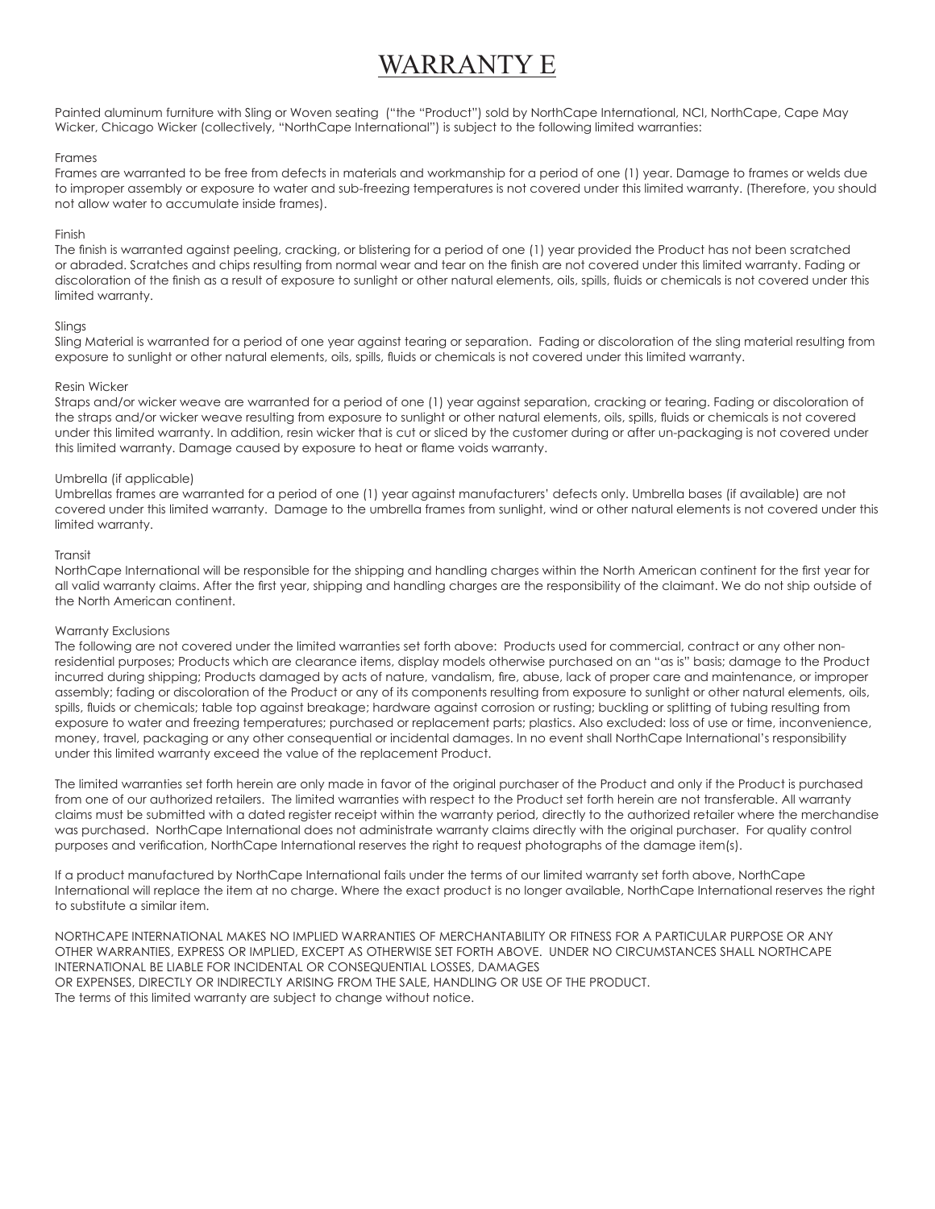# WARRANTY E

Painted aluminum furniture with Sling or Woven seating ("the "Product") sold by NorthCape International, NCI, NorthCape, Cape May Wicker, Chicago Wicker (collectively, "NorthCape International") is subject to the following limited warranties:

Frames

Frames are warranted to be free from defects in materials and workmanship for a period of one (1) year. Damage to frames or welds due to improper assembly or exposure to water and sub-freezing temperatures is not covered under this limited warranty. (Therefore, you should not allow water to accumulate inside frames).

Finish

The finish is warranted against peeling, cracking, or blistering for a period of one (1) year provided the Product has not been scratched or abraded. Scratches and chips resulting from normal wear and tear on the finish are not covered under this limited warranty. Fading or discoloration of the finish as a result of exposure to sunlight or other natural elements, oils, spills, fluids or chemicals is not covered under this limited warranty.

Slings

Sling Material is warranted for a period of one year against tearing or separation. Fading or discoloration of the sling material resulting from exposure to sunlight or other natural elements, oils, spills, fluids or chemicals is not covered under this limited warranty.

Resin Wicker

Straps and/or wicker weave are warranted for a period of one (1) year against separation, cracking or tearing. Fading or discoloration of the straps and/or wicker weave resulting from exposure to sunlight or other natural elements, oils, spills, fluids or chemicals is not covered under this limited warranty. In addition, resin wicker that is cut or sliced by the customer during or after un-packaging is not covered under this limited warranty. Damage caused by exposure to heat or flame voids warranty.

Umbrella (if applicable)

Umbrellas frames are warranted for a period of one (1) year against manufacturers' defects only. Umbrella bases (if available) are not covered under this limited warranty. Damage to the umbrella frames from sunlight, wind or other natural elements is not covered under this limited warranty.

Transit

NorthCape International will be responsible for the shipping and handling charges within the North American continent for the first year for all valid warranty claims. After the first year, shipping and handling charges are the responsibility of the claimant. We do not ship outside of the North American continent.

Warranty Exclusions

The following are not covered under the limited warranties set forth above: Products used for commercial, contract or any other non-residential purposes; Products which are clearance items, display models otherwise purchased on an "as is" basis; damage to the Product incurred during shipping; Products damaged by acts of nature, vandalism, fire, abuse, lack of proper care and maintenance, or improper assembly; fading or discoloration of the Product or any of its components resulting from exposure to sunlight or other natural elements, oils, spills, fluids or chemicals; table top against breakage; hardware against corrosion or rusting; buckling or splitting of tubing resulting from exposure to water and freezing temperatures; purchased or replacement parts; plastics. Also excluded: loss of use or time, inconvenience, money, travel, packaging or any other consequential or incidental damages. In no event shall NorthCape International's responsibility under this limited warranty exceed the value of the replacement Product.

The limited warranties set forth herein are only made in favor of the original purchaser of the Product and only if the Product is purchased from one of our authorized retailers. The limited warranties with respect to the Product set forth herein are not transferable. All warranty claims must be submitted with a dated register receipt within the warranty period, directly to the authorized retailer where the merchandise was purchased. NorthCape International does not administrate warranty claims directly with the original purchaser. For quality control purposes and verification, NorthCape International reserves the right to request photographs of the damage item(s).

If a product manufactured by NorthCape International fails under the terms of our limited warranty set forth above, NorthCape International will replace the item at no charge. Where the exact product is no longer available, NorthCape International reserves the right to substitute a similar item.

NORTHCAPE INTERNATIONAL MAKES NO IMPLIED WARRANTIES OF MERCHANTABILITY OR FITNESS FOR A PARTICULAR PURPOSE OR ANY OTHER WARRANTIES, EXPRESS OR IMPLIED, EXCEPT AS OTHERWISE SET FORTH ABOVE. UNDER NO CIRCUMSTANCES SHALL NORTHCAPE INTERNATIONAL BE LIABLE FOR INCIDENTAL OR CONSEQUENTIAL LOSSES, DAMAGES OR EXPENSES, DIRECTLY OR INDIRECTLY ARISING FROM THE SALE, HANDLING OR USE OF THE PRODUCT.

The terms of this limited warranty are subject to change without notice.